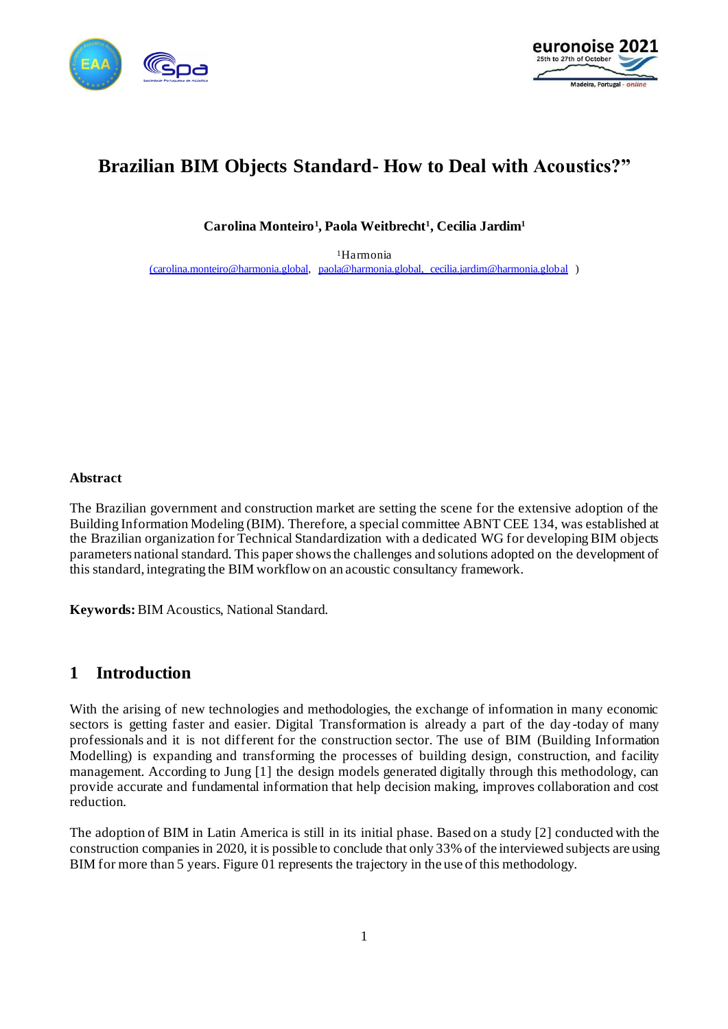# Brazilian BIM Objects Standard- How to Deal with Acoustics?"

**Carolina Monteiro[1], Paola Weitbrecht[1], Cecilia Jardim[1]**

[1]Harmonia
(carolina.monteiro@harmonia.global, paola@harmonia.global, cecilia.jardim@harmonia.global )

## Abstract

The Brazilian government and construction market are setting the scene for the extensive adoption of the Building Information Modeling (BIM). Therefore, a special committee ABNT CEE 134, was established at the Brazilian organization for Technical Standardization with a dedicated WG for developing BIM objects parameters national standard. This paper shows the challenges and solutions adopted on the development of this standard, integrating the BIM workflow on an acoustic consultancy framework.

**Keywords:** BIM Acoustics, National Standard.

## 1 Introduction

With the arising of new technologies and methodologies, the exchange of information in many economic sectors is getting faster and easier. Digital Transformation is already a part of the day-today of many professionals and it is not different for the construction sector. The use of BIM (Building Information Modelling) is expanding and transforming the processes of building design, construction, and facility management. According to Jung [1] the design models generated digitally through this methodology, can provide accurate and fundamental information that help decision making, improves collaboration and cost reduction.

The adoption of BIM in Latin America is still in its initial phase. Based on a study [2] conducted with the construction companies in 2020, it is possible to conclude that only 33% of the interviewed subjects are using BIM for more than 5 years. Figure 01 represents the trajectory in the use of this methodology.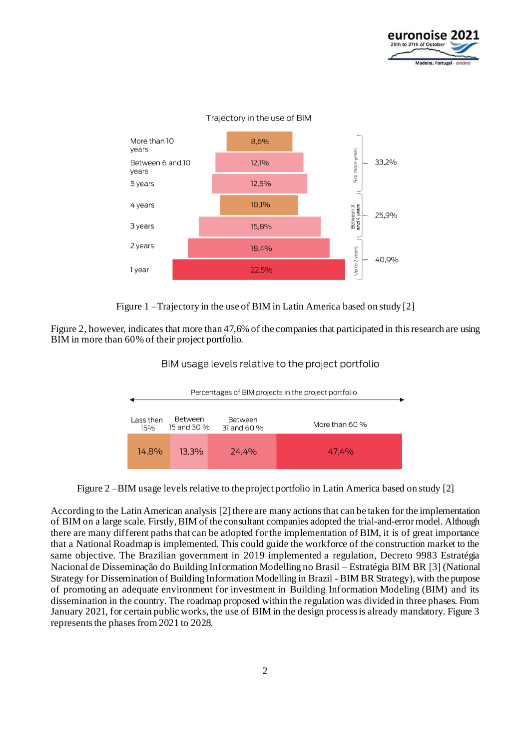Trajectory in the use of BIM

| Time in use | Percentage | Group | Group total |
|---|---|---|---|
| More than 10 years | 8,6% | 5 or more years | 33,2% |
| Between 6 and 10 years | 12,1% | | |
| 5 years | 12,5% | | |
| 4 years | 10,1% | Between 3 and 4 years | 25,9% |
| 3 years | 15,8% | | |
| 2 years | 18,4% | Up to 2 years | 40,9% |
| 1 year | 22,5% | | |

Figure 1 –Trajectory in the use of BIM in Latin America based on study [2]

Figure 2, however, indicates that more than 47,6% of the companies that participated in this research are using BIM in more than 60% of their project portfolio.

BIM usage levels relative to the project portfolio

Percentages of BIM projects in the project portfolio

| Lass then 15% | Between 15 and 30 % | Between 31 and 60 % | More than 60 % |
|---|---|---|---|
| 14,8% | 13,3% | 24,4% | 47,4% |

Figure 2 –BIM usage levels relative to the project portfolio in Latin America based on study [2]

According to the Latin American analysis [2] there are many actions that can be taken for the implementation of BIM on a large scale. Firstly, BIM of the consultant companies adopted the trial-and-error model. Although there are many different paths that can be adopted for the implementation of BIM, it is of great importance that a National Roadmap is implemented. This could guide the workforce of the construction market to the same objective. The Brazilian government in 2019 implemented a regulation, Decreto 9983 Estratégia Nacional de Disseminação do Building Information Modelling no Brasil – Estratégia BIM BR [3] (National Strategy for Dissemination of Building Information Modelling in Brazil - BIM BR Strategy), with the purpose of promoting an adequate environment for investment in Building Information Modeling (BIM) and its dissemination in the country. The roadmap proposed within the regulation was divided in three phases. From January 2021, for certain public works, the use of BIM in the design process is already mandatory. Figure 3 represents the phases from 2021 to 2028.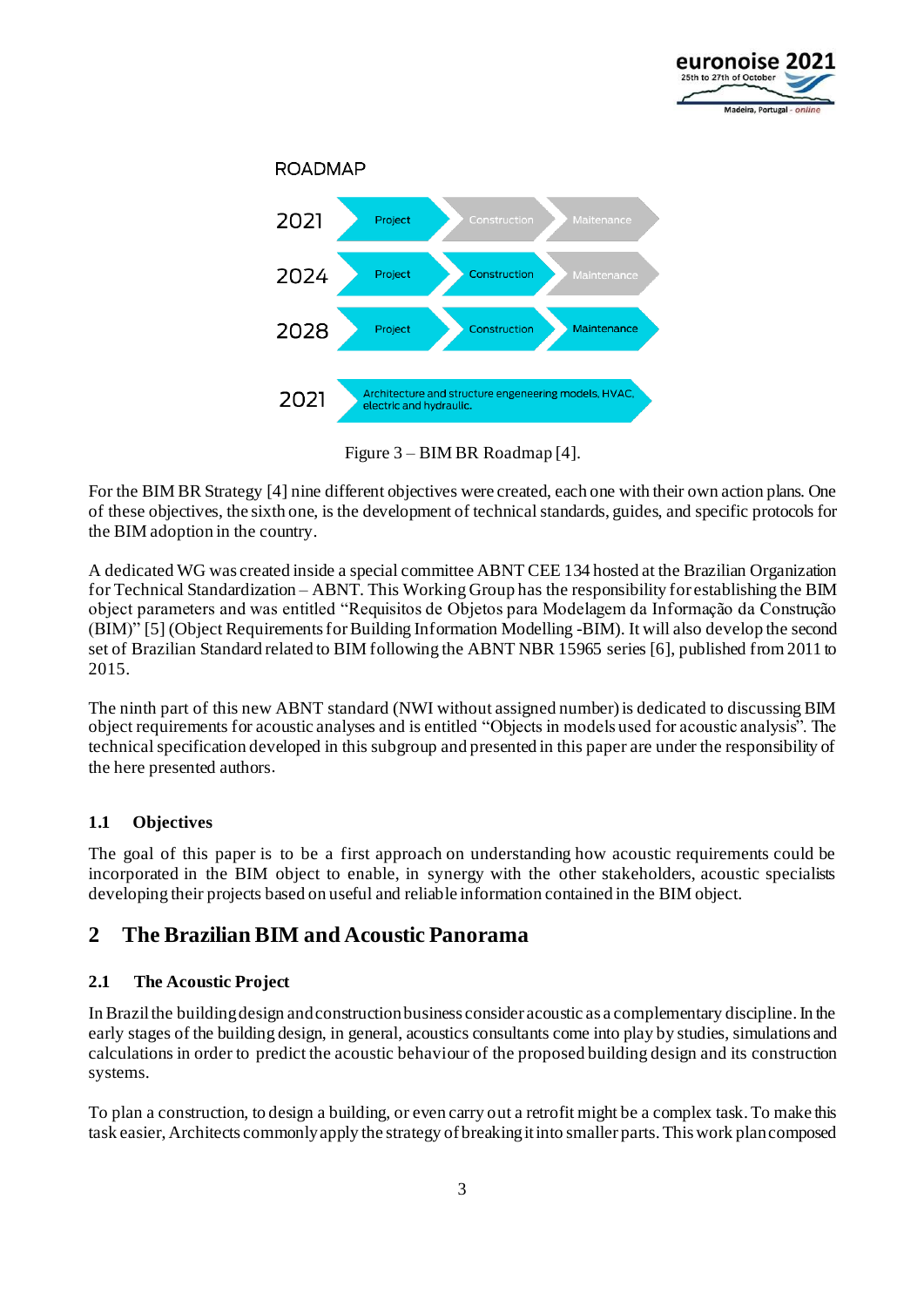ROADMAP

| | | | |
|---|---|---|---|
| 2021 | Project | Construction | Maintenance |
| 2024 | Project | Construction | Maintenance |
| 2028 | Project | Construction | Maintenance |
| 2021 | Architecture and structure engeneering models, HVAC, electric and hydraulic. | | |

Figure 3 – BIM BR Roadmap [4].

For the BIM BR Strategy [4] nine different objectives were created, each one with their own action plans. One of these objectives, the sixth one, is the development of technical standards, guides, and specific protocols for the BIM adoption in the country.

A dedicated WG was created inside a special committee ABNT CEE 134 hosted at the Brazilian Organization for Technical Standardization – ABNT. This Working Group has the responsibility for establishing the BIM object parameters and was entitled "Requisitos de Objetos para Modelagem da Informação da Construção (BIM)" [5] (Object Requirements for Building Information Modelling -BIM). It will also develop the second set of Brazilian Standard related to BIM following the ABNT NBR 15965 series [6], published from 2011 to 2015.

The ninth part of this new ABNT standard (NWI without assigned number) is dedicated to discussing BIM object requirements for acoustic analyses and is entitled "Objects in models used for acoustic analysis". The technical specification developed in this subgroup and presented in this paper are under the responsibility of the here presented authors.

### 1.1 Objectives

The goal of this paper is to be a first approach on understanding how acoustic requirements could be incorporated in the BIM object to enable, in synergy with the other stakeholders, acoustic specialists developing their projects based on useful and reliable information contained in the BIM object.

## 2 The Brazilian BIM and Acoustic Panorama

### 2.1 The Acoustic Project

In Brazil the building design and construction business consider acoustic as a complementary discipline. In the early stages of the building design, in general, acoustics consultants come into play by studies, simulations and calculations in order to predict the acoustic behaviour of the proposed building design and its construction systems.

To plan a construction, to design a building, or even carry out a retrofit might be a complex task. To make this task easier, Architects commonly apply the strategy of breaking it into smaller parts. This work plan composed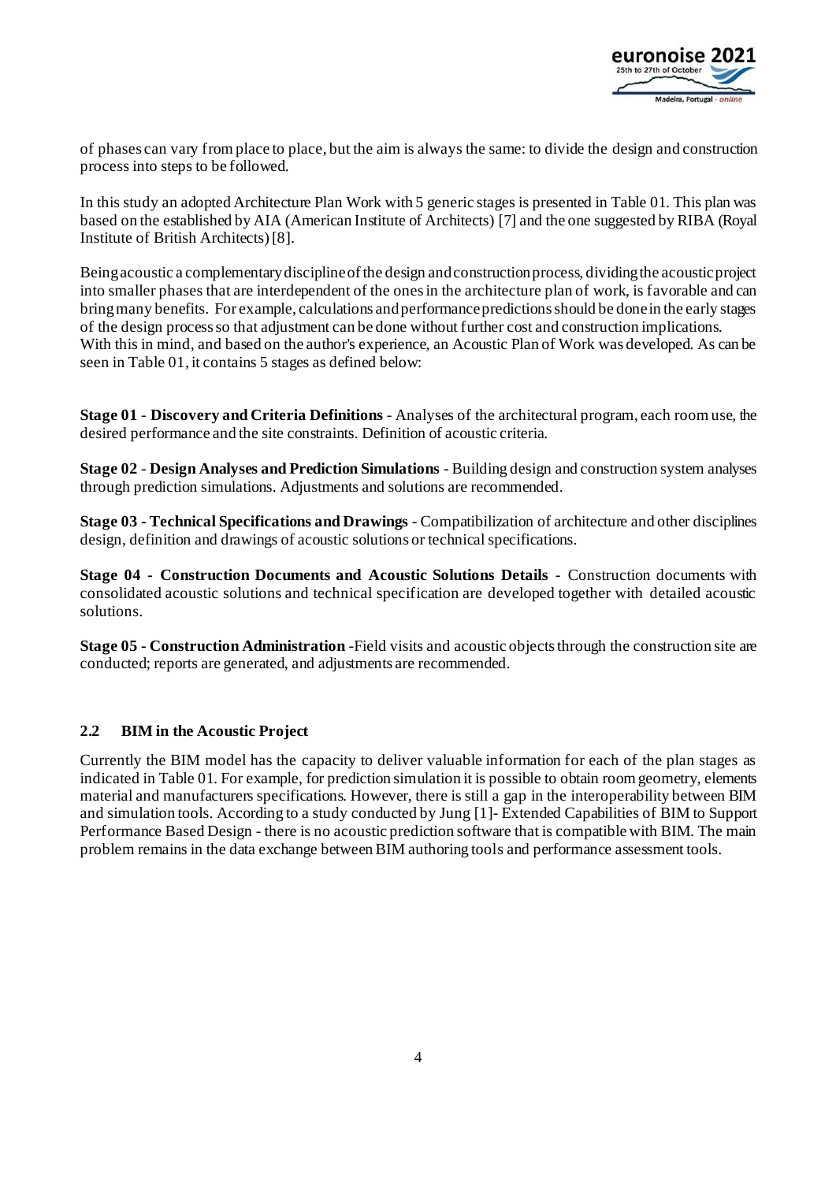of phases can vary from place to place, but the aim is always the same: to divide the design and construction process into steps to be followed.

In this study an adopted Architecture Plan Work with 5 generic stages is presented in Table 01. This plan was based on the established by AIA (American Institute of Architects) [7] and the one suggested by RIBA (Royal Institute of British Architects) [8].

Being acoustic a complementary discipline of the design and construction process, dividing the acoustic project into smaller phases that are interdependent of the ones in the architecture plan of work, is favorable and can bring many benefits. For example, calculations and performance predictions should be done in the early stages of the design process so that adjustment can be done without further cost and construction implications. With this in mind, and based on the author's experience, an Acoustic Plan of Work was developed. As can be seen in Table 01, it contains 5 stages as defined below:

**Stage 01 - Discovery and Criteria Definitions** - Analyses of the architectural program, each room use, the desired performance and the site constraints. Definition of acoustic criteria.

**Stage 02 - Design Analyses and Prediction Simulations** - Building design and construction system analyses through prediction simulations. Adjustments and solutions are recommended.

**Stage 03 - Technical Specifications and Drawings** - Compatibilization of architecture and other disciplines design, definition and drawings of acoustic solutions or technical specifications.

**Stage 04 - Construction Documents and Acoustic Solutions Details** - Construction documents with consolidated acoustic solutions and technical specification are developed together with detailed acoustic solutions.

**Stage 05 - Construction Administration** -Field visits and acoustic objects through the construction site are conducted; reports are generated, and adjustments are recommended.

## 2.2 BIM in the Acoustic Project

Currently the BIM model has the capacity to deliver valuable information for each of the plan stages as indicated in Table 01. For example, for prediction simulation it is possible to obtain room geometry, elements material and manufacturers specifications. However, there is still a gap in the interoperability between BIM and simulation tools. According to a study conducted by Jung [1]- Extended Capabilities of BIM to Support Performance Based Design - there is no acoustic prediction software that is compatible with BIM. The main problem remains in the data exchange between BIM authoring tools and performance assessment tools.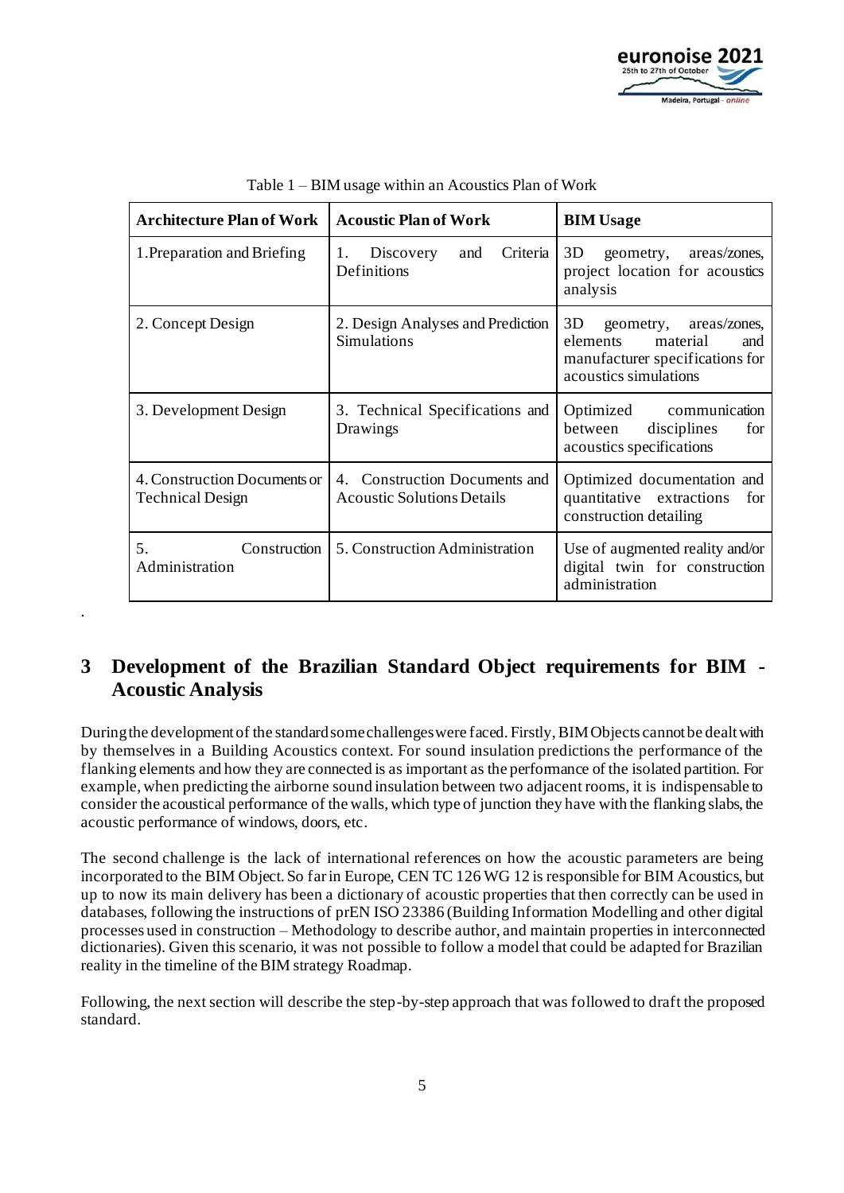Table 1 – BIM usage within an Acoustics Plan of Work

| Architecture Plan of Work | Acoustic Plan of Work | BIM Usage |
|---|---|---|
| 1. Preparation and Briefing | 1. Discovery and Criteria Definitions | 3D geometry, areas/zones, project location for acoustics analysis |
| 2. Concept Design | 2. Design Analyses and Prediction Simulations | 3D geometry, areas/zones, elements material and manufacturer specifications for acoustics simulations |
| 3. Development Design | 3. Technical Specifications and Drawings | Optimized communication between disciplines for acoustics specifications |
| 4. Construction Documents or Technical Design | 4. Construction Documents and Acoustic Solutions Details | Optimized documentation and quantitative extractions for construction detailing |
| 5. Construction Administration | 5. Construction Administration | Use of augmented reality and/or digital twin for construction administration |

.

# 3 Development of the Brazilian Standard Object requirements for BIM - Acoustic Analysis

During the development of the standard some challenges were faced. Firstly, BIM Objects cannot be dealt with by themselves in a Building Acoustics context. For sound insulation predictions the performance of the flanking elements and how they are connected is as important as the performance of the isolated partition. For example, when predicting the airborne sound insulation between two adjacent rooms, it is indispensable to consider the acoustical performance of the walls, which type of junction they have with the flanking slabs, the acoustic performance of windows, doors, etc.

The second challenge is the lack of international references on how the acoustic parameters are being incorporated to the BIM Object. So far in Europe, CEN TC 126 WG 12 is responsible for BIM Acoustics, but up to now its main delivery has been a dictionary of acoustic properties that then correctly can be used in databases, following the instructions of prEN ISO 23386 (Building Information Modelling and other digital processes used in construction – Methodology to describe author, and maintain properties in interconnected dictionaries). Given this scenario, it was not possible to follow a model that could be adapted for Brazilian reality in the timeline of the BIM strategy Roadmap.

Following, the next section will describe the step-by-step approach that was followed to draft the proposed standard.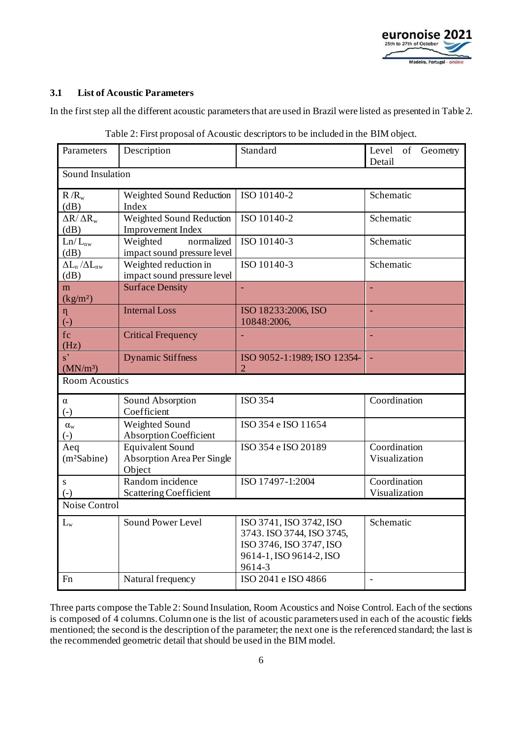### 3.1 List of Acoustic Parameters

In the first step all the different acoustic parameters that are used in Brazil were listed as presented in Table 2.

Table 2: First proposal of Acoustic descriptors to be included in the BIM object.

| Parameters | Description | Standard | Level of Geometry Detail |
|---|---|---|---|
| Sound Insulation | | | |
| $R$ /$R_w$ (dB) | Weighted Sound Reduction Index | ISO 10140-2 | Schematic |
| $\Delta R$/ $\Delta R_w$ (dB) | Weighted Sound Reduction Improvement Index | ISO 10140-2 | Schematic |
| $Ln$/ $L_{nw}$ (dB) | Weighted normalized impact sound pressure level | ISO 10140-3 | Schematic |
| $\Delta L_n$ /$\Delta L_{nw}$ (dB) | Weighted reduction in impact sound pressure level | ISO 10140-3 | Schematic |
| m (kg/m²) | Surface Density | - | - |
| $\eta$ (-) | Internal Loss | ISO 18233:2006, ISO 10848:2006, | - |
| fc (Hz) | Critical Frequency | - | - |
| s' (MN/m³) | Dynamic Stiffness | ISO 9052-1:1989; ISO 12354-2 | - |
| Room Acoustics | | | |
| $\alpha$ (-) | Sound Absorption Coefficient | ISO 354 | Coordination |
| $\alpha_w$ (-) | Weighted Sound Absorption Coefficient | ISO 354 e ISO 11654 | |
| Aeq (m²Sabine) | Equivalent Sound Absorption Area Per Single Object | ISO 354 e ISO 20189 | Coordination Visualization |
| s (-) | Random incidence Scattering Coefficient | ISO 17497-1:2004 | Coordination Visualization |
| Noise Control | | | |
| $L_w$ | Sound Power Level | ISO 3741, ISO 3742, ISO 3743. ISO 3744, ISO 3745, ISO 3746, ISO 3747, ISO 9614-1, ISO 9614-2, ISO 9614-3 | Schematic |
| Fn | Natural frequency | ISO 2041 e ISO 4866 | - |

Three parts compose the Table 2: Sound Insulation, Room Acoustics and Noise Control. Each of the sections is composed of 4 columns. Column one is the list of acoustic parameters used in each of the acoustic fields mentioned; the second is the description of the parameter; the next one is the referenced standard; the last is the recommended geometric detail that should be used in the BIM model.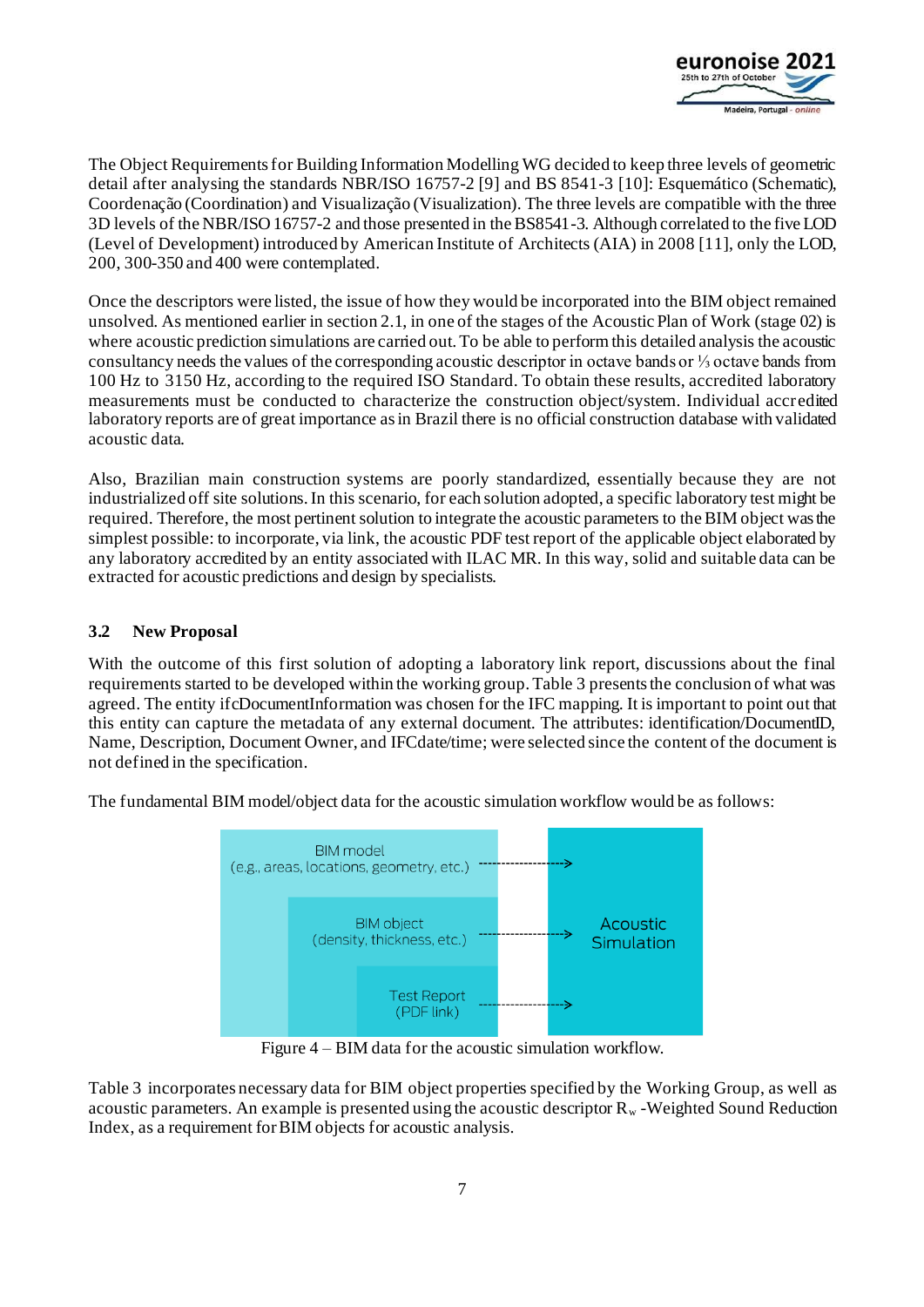The Object Requirements for Building Information Modelling WG decided to keep three levels of geometric detail after analysing the standards NBR/ISO 16757-2 [9] and BS 8541-3 [10]: Esquemático (Schematic), Coordenação (Coordination) and Visualização (Visualization). The three levels are compatible with the three 3D levels of the NBR/ISO 16757-2 and those presented in the BS8541-3. Although correlated to the five LOD (Level of Development) introduced by American Institute of Architects (AIA) in 2008 [11], only the LOD, 200, 300-350 and 400 were contemplated.

Once the descriptors were listed, the issue of how they would be incorporated into the BIM object remained unsolved. As mentioned earlier in section 2.1, in one of the stages of the Acoustic Plan of Work (stage 02) is where acoustic prediction simulations are carried out. To be able to perform this detailed analysis the acoustic consultancy needs the values of the corresponding acoustic descriptor in octave bands or ⅓ octave bands from 100 Hz to 3150 Hz, according to the required ISO Standard. To obtain these results, accredited laboratory measurements must be conducted to characterize the construction object/system. Individual accredited laboratory reports are of great importance as in Brazil there is no official construction database with validated acoustic data.

Also, Brazilian main construction systems are poorly standardized, essentially because they are not industrialized off site solutions. In this scenario, for each solution adopted, a specific laboratory test might be required. Therefore, the most pertinent solution to integrate the acoustic parameters to the BIM object was the simplest possible: to incorporate, via link, the acoustic PDF test report of the applicable object elaborated by any laboratory accredited by an entity associated with ILAC MR. In this way, solid and suitable data can be extracted for acoustic predictions and design by specialists.

### 3.2 New Proposal

With the outcome of this first solution of adopting a laboratory link report, discussions about the final requirements started to be developed within the working group. Table 3 presents the conclusion of what was agreed. The entity ifcDocumentInformation was chosen for the IFC mapping. It is important to point out that this entity can capture the metadata of any external document. The attributes: identification/DocumentID, Name, Description, Document Owner, and IFCdate/time; were selected since the content of the document is not defined in the specification.

The fundamental BIM model/object data for the acoustic simulation workflow would be as follows:

Figure 4 – BIM data for the acoustic simulation workflow.

Table 3 incorporates necessary data for BIM object properties specified by the Working Group, as well as acoustic parameters. An example is presented using the acoustic descriptor $R_w$ -Weighted Sound Reduction Index, as a requirement for BIM objects for acoustic analysis.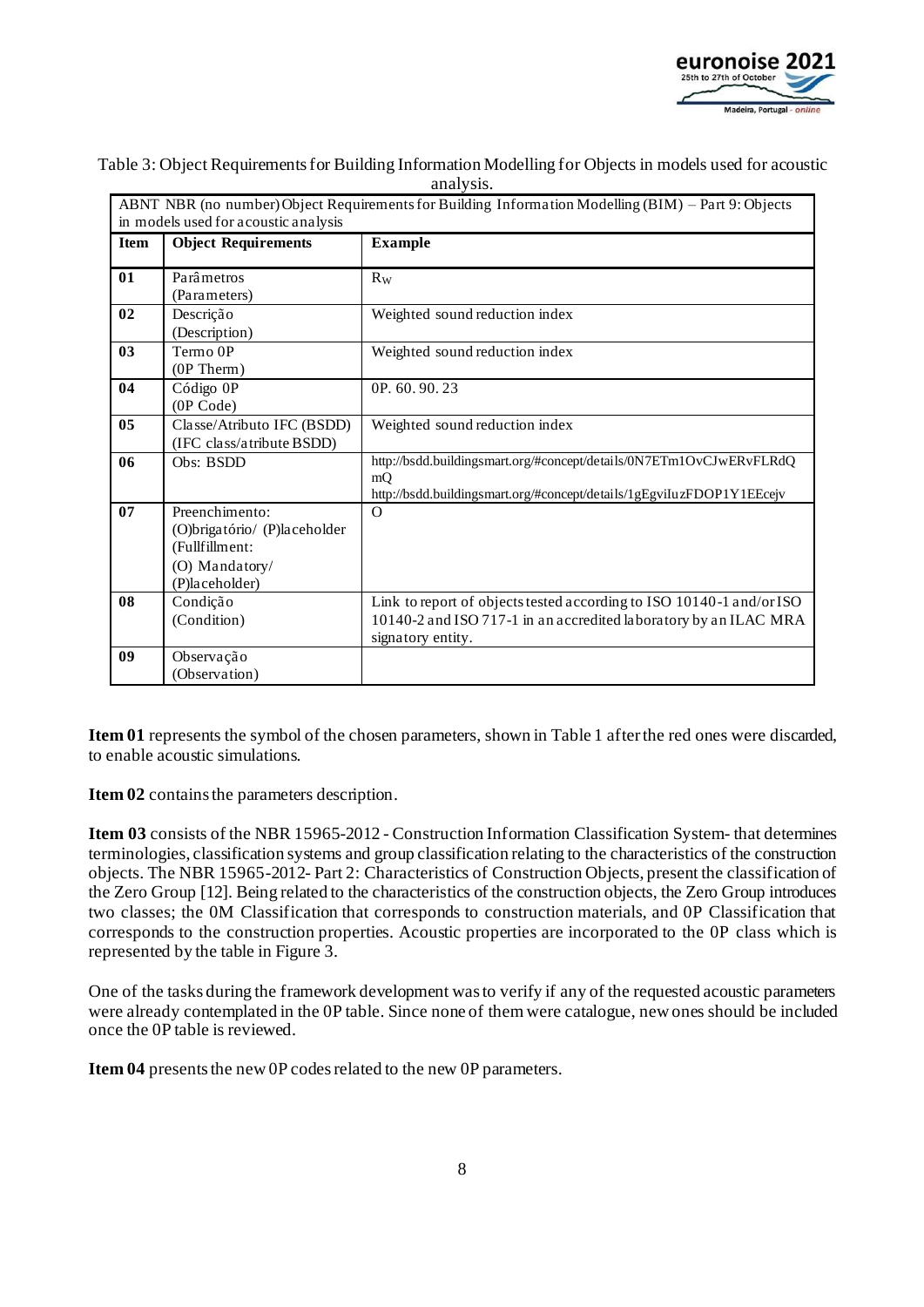Table 3: Object Requirements for Building Information Modelling for Objects in models used for acoustic analysis.

| ABNT NBR (no number) Object Requirements for Building Information Modelling (BIM) – Part 9: Objects in models used for acoustic analysis | | |
|---|---|---|
| **Item** | **Object Requirements** | **Example** |
| **01** | Parâmetros (Parameters) | $R_W$ |
| **02** | Descrição (Description) | Weighted sound reduction index |
| **03** | Termo 0P (0P Therm) | Weighted sound reduction index |
| **04** | Código 0P (0P Code) | 0P. 60. 90. 23 |
| **05** | Classe/Atributo IFC (BSDD) (IFC class/atribute BSDD) | Weighted sound reduction index |
| **06** | Obs: BSDD | http://bsdd.buildingsmart.org/#concept/details/0N7ETm1OvCJwERvFLRdQmQ http://bsdd.buildingsmart.org/#concept/details/1gEgviIuzFDOP1Y1EEcejv |
| **07** | Preenchimento: (O)brigatório/ (P)laceholder (Fullfillment: (O) Mandatory/ (P)laceholder) | O |
| **08** | Condição (Condition) | Link to report of objects tested according to ISO 10140-1 and/or ISO 10140-2 and ISO 717-1 in an accredited laboratory by an ILAC MRA signatory entity. |
| **09** | Observação (Observation) | |

**Item 01** represents the symbol of the chosen parameters, shown in Table 1 after the red ones were discarded, to enable acoustic simulations.

**Item 02** contains the parameters description.

**Item 03** consists of the NBR 15965-2012 - Construction Information Classification System- that determines terminologies, classification systems and group classification relating to the characteristics of the construction objects. The NBR 15965-2012- Part 2: Characteristics of Construction Objects, present the classification of the Zero Group [12]. Being related to the characteristics of the construction objects, the Zero Group introduces two classes; the 0M Classification that corresponds to construction materials, and 0P Classification that corresponds to the construction properties. Acoustic properties are incorporated to the 0P class which is represented by the table in Figure 3.

One of the tasks during the framework development was to verify if any of the requested acoustic parameters were already contemplated in the 0P table. Since none of them were catalogue, new ones should be included once the 0P table is reviewed.

**Item 04** presents the new 0P codes related to the new 0P parameters.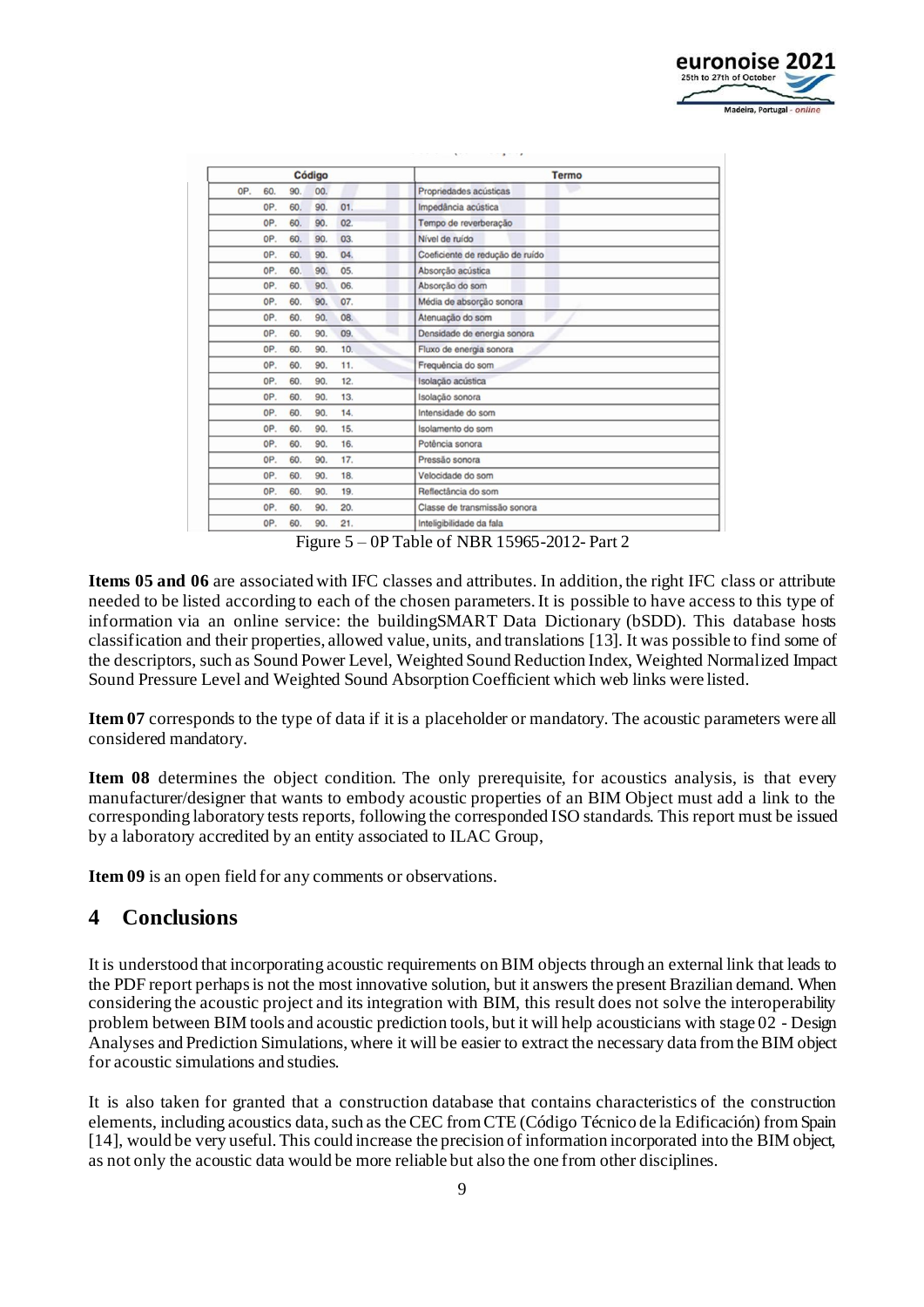| Código | Termo |
|---|---|
| 0P. 60. 90. 00. | Propriedades acústicas |
| 0P. 60. 90. 01. | Impedância acústica |
| 0P. 60. 90. 02. | Tempo de reverberação |
| 0P. 60. 90. 03. | Nível de ruído |
| 0P. 60. 90. 04. | Coeficiente de redução de ruído |
| 0P. 60. 90. 05. | Absorção acústica |
| 0P. 60. 90. 06. | Absorção do som |
| 0P. 60. 90. 07. | Média de absorção sonora |
| 0P. 60. 90. 08. | Atenuação do som |
| 0P. 60. 90. 09. | Densidade de energia sonora |
| 0P. 60. 90. 10. | Fluxo de energia sonora |
| 0P. 60. 90. 11. | Frequência do som |
| 0P. 60. 90. 12. | Isolação acústica |
| 0P. 60. 90. 13. | Isolação sonora |
| 0P. 60. 90. 14. | Intensidade do som |
| 0P. 60. 90. 15. | Isolamento do som |
| 0P. 60. 90. 16. | Potência sonora |
| 0P. 60. 90. 17. | Pressão sonora |
| 0P. 60. 90. 18. | Velocidade do som |
| 0P. 60. 90. 19. | Reflectância do som |
| 0P. 60. 90. 20. | Classe de transmissão sonora |
| 0P. 60. 90. 21. | Inteligibilidade da fala |

Figure 5 – 0P Table of NBR 15965-2012- Part 2

**Items 05 and 06** are associated with IFC classes and attributes. In addition, the right IFC class or attribute needed to be listed according to each of the chosen parameters. It is possible to have access to this type of information via an online service: the buildingSMART Data Dictionary (bSDD). This database hosts classification and their properties, allowed value, units, and translations [13]. It was possible to find some of the descriptors, such as Sound Power Level, Weighted Sound Reduction Index, Weighted Normalized Impact Sound Pressure Level and Weighted Sound Absorption Coefficient which web links were listed.

**Item 07** corresponds to the type of data if it is a placeholder or mandatory. The acoustic parameters were all considered mandatory.

**Item 08** determines the object condition. The only prerequisite, for acoustics analysis, is that every manufacturer/designer that wants to embody acoustic properties of an BIM Object must add a link to the corresponding laboratory tests reports, following the corresponded ISO standards. This report must be issued by a laboratory accredited by an entity associated to ILAC Group,

**Item 09** is an open field for any comments or observations.

## 4 Conclusions

It is understood that incorporating acoustic requirements on BIM objects through an external link that leads to the PDF report perhaps is not the most innovative solution, but it answers the present Brazilian demand. When considering the acoustic project and its integration with BIM, this result does not solve the interoperability problem between BIM tools and acoustic prediction tools, but it will help acousticians with stage 02 - Design Analyses and Prediction Simulations, where it will be easier to extract the necessary data from the BIM object for acoustic simulations and studies.

It is also taken for granted that a construction database that contains characteristics of the construction elements, including acoustics data, such as the CEC from CTE (Código Técnico de la Edificación) from Spain [14], would be very useful. This could increase the precision of information incorporated into the BIM object, as not only the acoustic data would be more reliable but also the one from other disciplines.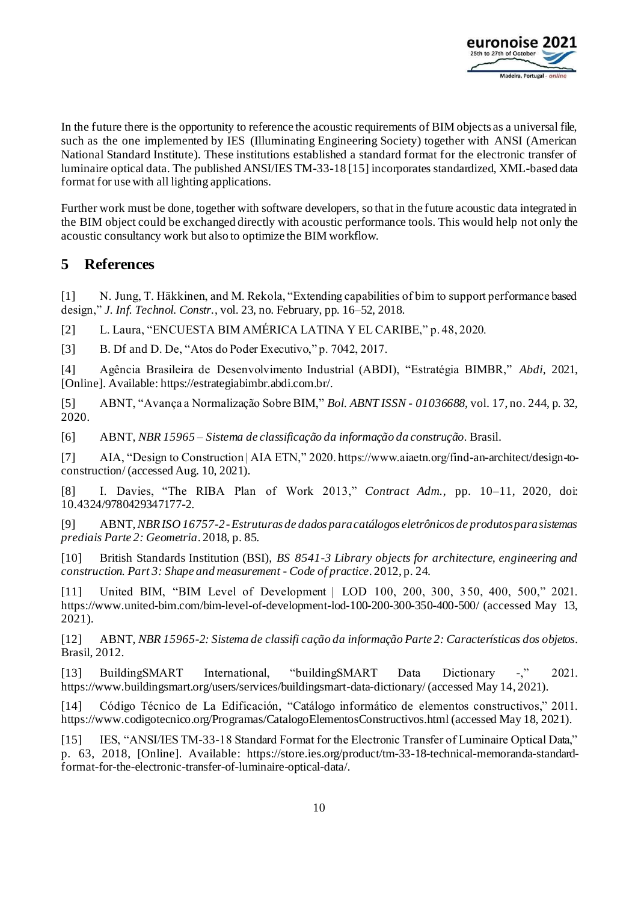In the future there is the opportunity to reference the acoustic requirements of BIM objects as a universal file, such as the one implemented by IES (Illuminating Engineering Society) together with ANSI (American National Standard Institute). These institutions established a standard format for the electronic transfer of luminaire optical data. The published ANSI/IES TM-33-18 [15] incorporates standardized, XML-based data format for use with all lighting applications.

Further work must be done, together with software developers, so that in the future acoustic data integrated in the BIM object could be exchanged directly with acoustic performance tools. This would help not only the acoustic consultancy work but also to optimize the BIM workflow.

## 5 References

[1] N. Jung, T. Häkkinen, and M. Rekola, "Extending capabilities of bim to support performance based design," *J. Inf. Technol. Constr.*, vol. 23, no. February, pp. 16–52, 2018.

[2] L. Laura, "ENCUESTA BIM AMÉRICA LATINA Y EL CARIBE," p. 48, 2020.

[3] B. Df and D. De, "Atos do Poder Executivo," p. 7042, 2017.

[4] Agência Brasileira de Desenvolvimento Industrial (ABDI), "Estratégia BIMBR," *Abdi*, 2021, [Online]. Available: https://estrategiabimbr.abdi.com.br/.

[5] ABNT, "Avança a Normalização Sobre BIM," *Bol. ABNT ISSN - 01036688*, vol. 17, no. 244, p. 32, 2020.

[6] ABNT, *NBR 15965 – Sistema de classificação da informação da construção*. Brasil.

[7] AIA, "Design to Construction | AIA ETN," 2020. https://www.aiaetn.org/find-an-architect/design-to-construction/ (accessed Aug. 10, 2021).

[8] I. Davies, "The RIBA Plan of Work 2013," *Contract Adm.*, pp. 10–11, 2020, doi: 10.4324/9780429347177-2.

[9] ABNT, *NBR ISO 16757-2 - Estruturas de dados para catálogos eletrônicos de produtos para sistemas prediais Parte 2: Geometria*. 2018, p. 85.

[10] British Standards Institution (BSI), *BS 8541-3 Library objects for architecture, engineering and construction. Part 3: Shape and measurement - Code of practice*. 2012, p. 24.

[11] United BIM, "BIM Level of Development | LOD 100, 200, 300, 350, 400, 500," 2021. https://www.united-bim.com/bim-level-of-development-lod-100-200-300-350-400-500/ (accessed May 13, 2021).

[12] ABNT, *NBR 15965-2: Sistema de classifi cação da informação Parte 2: Características dos objetos*. Brasil, 2012.

[13] BuildingSMART International, "buildingSMART Data Dictionary -," 2021. https://www.buildingsmart.org/users/services/buildingsmart-data-dictionary/ (accessed May 14, 2021).

[14] Código Técnico de La Edificación, "Catálogo informático de elementos constructivos," 2011. https://www.codigotecnico.org/Programas/CatalogoElementosConstructivos.html (accessed May 18, 2021).

[15] IES, "ANSI/IES TM-33-18 Standard Format for the Electronic Transfer of Luminaire Optical Data," p. 63, 2018, [Online]. Available: https://store.ies.org/product/tm-33-18-technical-memoranda-standard-format-for-the-electronic-transfer-of-luminaire-optical-data/.